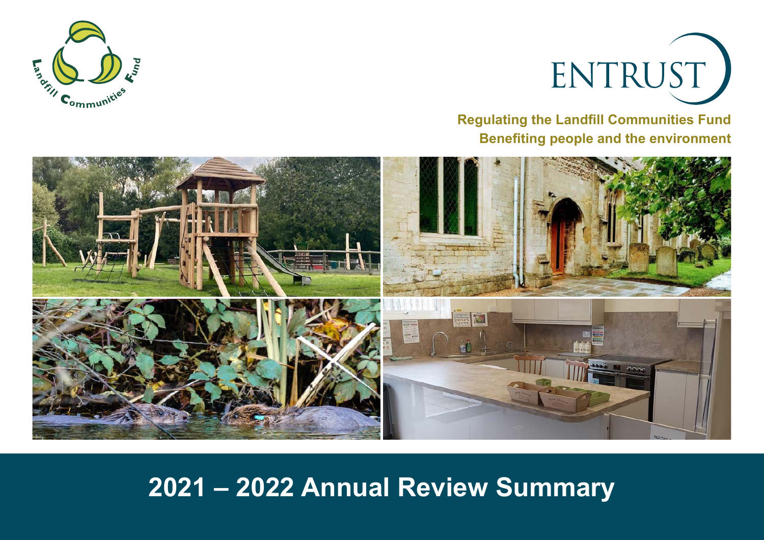Landfill Communities Fund

ENTRUST

**Regulating the Landfill Communities Fund**
**Benefiting people and the environment**

# 2021 – 2022 Annual Review Summary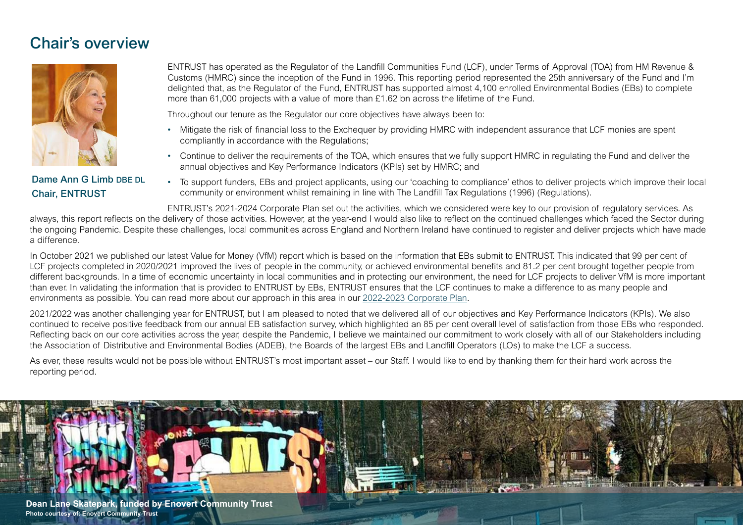## Chair's overview

**Dame Ann G Limb DBE DL**
**Chair, ENTRUST**

ENTRUST has operated as the Regulator of the Landfill Communities Fund (LCF), under Terms of Approval (TOA) from HM Revenue & Customs (HMRC) since the inception of the Fund in 1996. This reporting period represented the 25th anniversary of the Fund and I'm delighted that, as the Regulator of the Fund, ENTRUST has supported almost 4,100 enrolled Environmental Bodies (EBs) to complete more than 61,000 projects with a value of more than £1.62 bn across the lifetime of the Fund.

Throughout our tenure as the Regulator our core objectives have always been to:

- Mitigate the risk of financial loss to the Exchequer by providing HMRC with independent assurance that LCF monies are spent compliantly in accordance with the Regulations;
- Continue to deliver the requirements of the TOA, which ensures that we fully support HMRC in regulating the Fund and deliver the annual objectives and Key Performance Indicators (KPIs) set by HMRC; and
- To support funders, EBs and project applicants, using our 'coaching to compliance' ethos to deliver projects which improve their local community or environment whilst remaining in line with The Landfill Tax Regulations (1996) (Regulations).

ENTRUST's 2021-2024 Corporate Plan set out the activities, which we considered were key to our provision of regulatory services. As always, this report reflects on the delivery of those activities. However, at the year-end I would also like to reflect on the continued challenges which faced the Sector during the ongoing Pandemic. Despite these challenges, local communities across England and Northern Ireland have continued to register and deliver projects which have made a difference.

In October 2021 we published our latest Value for Money (VfM) report which is based on the information that EBs submit to ENTRUST. This indicated that 99 per cent of LCF projects completed in 2020/2021 improved the lives of people in the community, or achieved environmental benefits and 81.2 per cent brought together people from different backgrounds. In a time of economic uncertainty in local communities and in protecting our environment, the need for LCF projects to deliver VfM is more important than ever. In validating the information that is provided to ENTRUST by EBs, ENTRUST ensures that the LCF continues to make a difference to as many people and environments as possible. You can read more about our approach in this area in our 2022-2023 Corporate Plan.

2021/2022 was another challenging year for ENTRUST, but I am pleased to noted that we delivered all of our objectives and Key Performance Indicators (KPIs). We also continued to receive positive feedback from our annual EB satisfaction survey, which highlighted an 85 per cent overall level of satisfaction from those EBs who responded. Reflecting back on our core activities across the year, despite the Pandemic, I believe we maintained our commitment to work closely with all of our Stakeholders including the Association of Distributive and Environmental Bodies (ADEB), the Boards of the largest EBs and Landfill Operators (LOs) to make the LCF a success.

As ever, these results would not be possible without ENTRUST's most important asset – our Staff. I would like to end by thanking them for their hard work across the reporting period.

**Dean Lane Skatepark, funded by Enovert Community Trust**
**Photo courtesy of: Enovert Community Trust**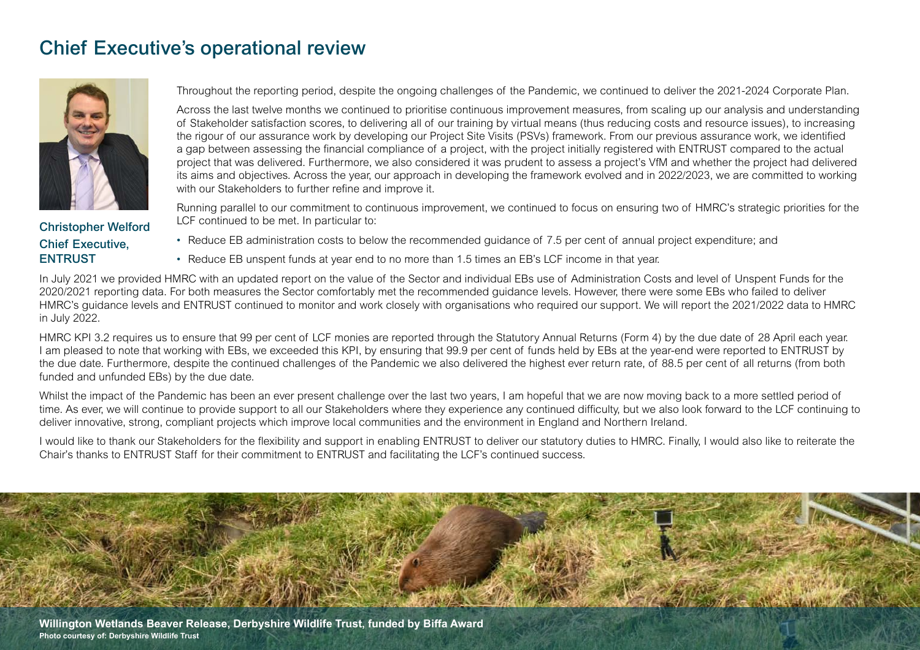# Chief Executive's operational review

Christopher Welford
Chief Executive,
ENTRUST

Throughout the reporting period, despite the ongoing challenges of the Pandemic, we continued to deliver the 2021-2024 Corporate Plan.

Across the last twelve months we continued to prioritise continuous improvement measures, from scaling up our analysis and understanding of Stakeholder satisfaction scores, to delivering all of our training by virtual means (thus reducing costs and resource issues), to increasing the rigour of our assurance work by developing our Project Site Visits (PSVs) framework. From our previous assurance work, we identified a gap between assessing the financial compliance of a project, with the project initially registered with ENTRUST compared to the actual project that was delivered. Furthermore, we also considered it was prudent to assess a project's VfM and whether the project had delivered its aims and objectives. Across the year, our approach in developing the framework evolved and in 2022/2023, we are committed to working with our Stakeholders to further refine and improve it.

Running parallel to our commitment to continuous improvement, we continued to focus on ensuring two of HMRC's strategic priorities for the LCF continued to be met. In particular to:

- Reduce EB administration costs to below the recommended guidance of 7.5 per cent of annual project expenditure; and
- Reduce EB unspent funds at year end to no more than 1.5 times an EB's LCF income in that year.

In July 2021 we provided HMRC with an updated report on the value of the Sector and individual EBs use of Administration Costs and level of Unspent Funds for the 2020/2021 reporting data. For both measures the Sector comfortably met the recommended guidance levels. However, there were some EBs who failed to deliver HMRC's guidance levels and ENTRUST continued to monitor and work closely with organisations who required our support. We will report the 2021/2022 data to HMRC in July 2022.

HMRC KPI 3.2 requires us to ensure that 99 per cent of LCF monies are reported through the Statutory Annual Returns (Form 4) by the due date of 28 April each year. I am pleased to note that working with EBs, we exceeded this KPI, by ensuring that 99.9 per cent of funds held by EBs at the year-end were reported to ENTRUST by the due date. Furthermore, despite the continued challenges of the Pandemic we also delivered the highest ever return rate, of 88.5 per cent of all returns (from both funded and unfunded EBs) by the due date.

Whilst the impact of the Pandemic has been an ever present challenge over the last two years, I am hopeful that we are now moving back to a more settled period of time. As ever, we will continue to provide support to all our Stakeholders where they experience any continued difficulty, but we also look forward to the LCF continuing to deliver innovative, strong, compliant projects which improve local communities and the environment in England and Northern Ireland.

I would like to thank our Stakeholders for the flexibility and support in enabling ENTRUST to deliver our statutory duties to HMRC. Finally, I would also like to reiterate the Chair's thanks to ENTRUST Staff for their commitment to ENTRUST and facilitating the LCF's continued success.

**Willington Wetlands Beaver Release, Derbyshire Wildlife Trust, funded by Biffa Award**
**Photo courtesy of: Derbyshire Wildlife Trust**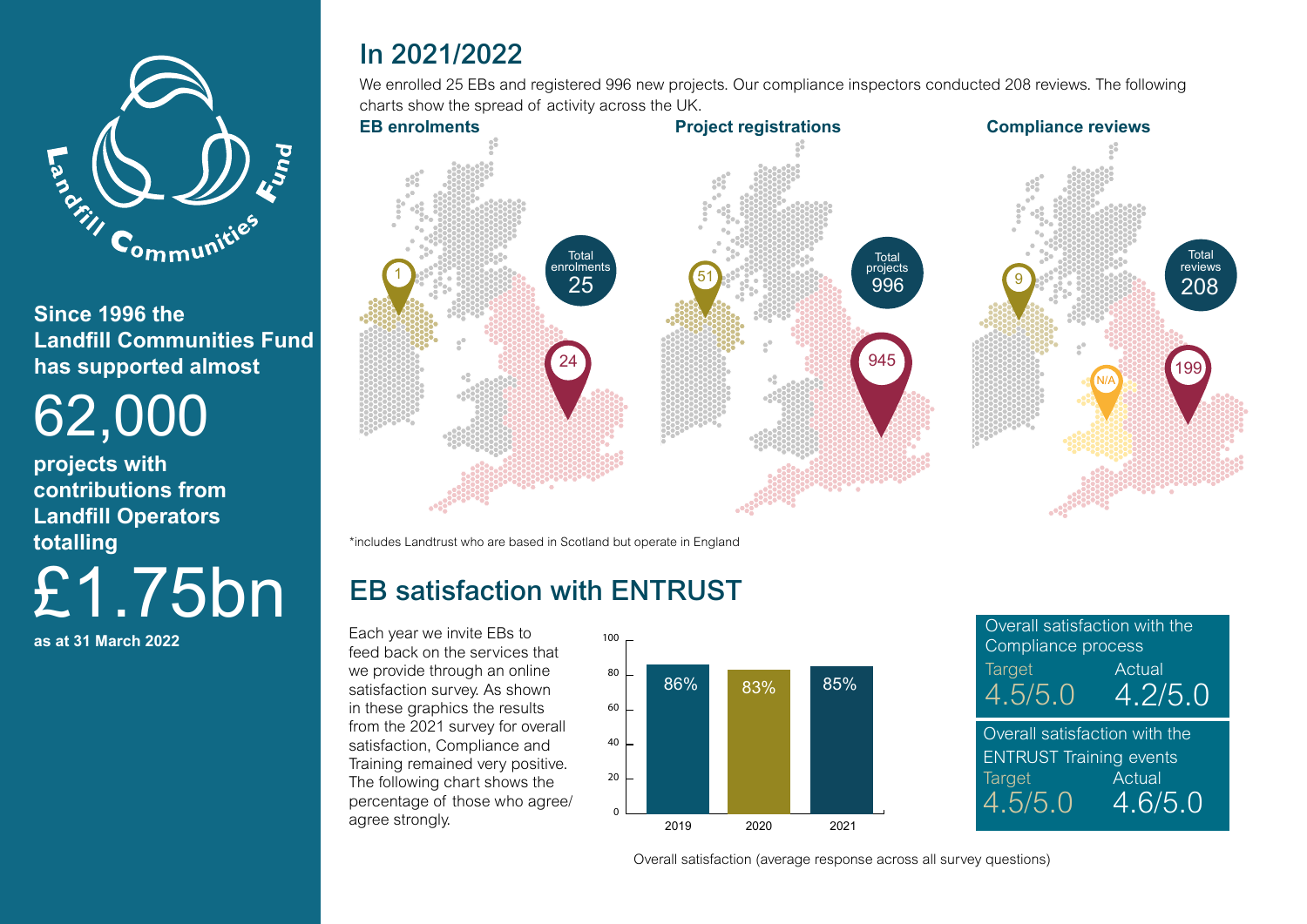Since 1996 the Landfill Communities Fund has supported almost

62,000

projects with contributions from Landfill Operators totalling

£1.75bn

as at 31 March 2022

## In 2021/2022

We enrolled 25 EBs and registered 996 new projects. Our compliance inspectors conducted 208 reviews. The following charts show the spread of activity across the UK.

**EB enrolments**

- Total enrolments: 25
- Northern Ireland: 1
- England: 24

**Project registrations**

- Total projects: 996
- Northern Ireland: 51
- England: 945

**Compliance reviews**

- Total reviews: 208
- Northern Ireland: 9
- Wales: N/A
- England: 199

*includes Landtrust who are based in Scotland but operate in England

## EB satisfaction with ENTRUST

Each year we invite EBs to feed back on the services that we provide through an online satisfaction survey. As shown in these graphics the results from the 2021 survey for overall satisfaction, Compliance and Training remained very positive. The following chart shows the percentage of those who agree/ agree strongly.

| Year | Overall satisfaction |
|---|---|
| 2019 | 86% |
| 2020 | 83% |
| 2021 | 85% |

Overall satisfaction (average response across all survey questions)

| | Target | Actual |
|---|---|---|
| Overall satisfaction with the Compliance process | 4.5/5.0 | 4.2/5.0 |
| Overall satisfaction with the ENTRUST Training events | 4.5/5.0 | 4.6/5.0 |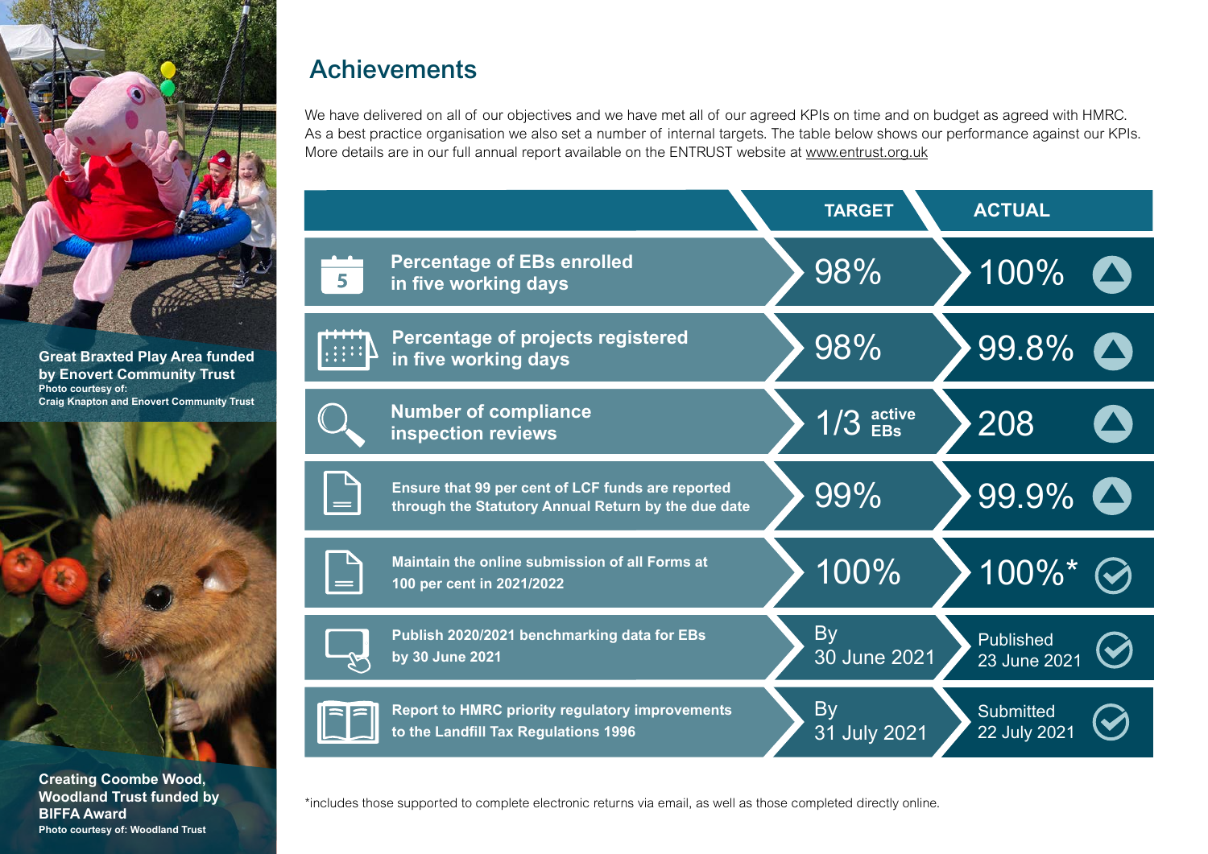Great Braxted Play Area funded by Enovert Community Trust
Photo courtesy of: Craig Knapton and Enovert Community Trust

Creating Coombe Wood, Woodland Trust funded by BIFFA Award
Photo courtesy of: Woodland Trust

## Achievements

We have delivered on all of our objectives and we have met all of our agreed KPIs on time and on budget as agreed with HMRC. As a best practice organisation we also set a number of internal targets. The table below shows our performance against our KPIs. More details are in our full annual report available on the ENTRUST website at www.entrust.org.uk

| | TARGET | ACTUAL |
|---|---|---|
| Percentage of EBs enrolled in five working days | 98% | 100% |
| Percentage of projects registered in five working days | 98% | 99.8% |
| Number of compliance inspection reviews | 1/3 active EBs | 208 |
| Ensure that 99 per cent of LCF funds are reported through the Statutory Annual Return by the due date | 99% | 99.9% |
| Maintain the online submission of all Forms at 100 per cent in 2021/2022 | 100% | 100%* |
| Publish 2020/2021 benchmarking data for EBs by 30 June 2021 | By 30 June 2021 | Published 23 June 2021 |
| Report to HMRC priority regulatory improvements to the Landfill Tax Regulations 1996 | By 31 July 2021 | Submitted 22 July 2021 |

*includes those supported to complete electronic returns via email, as well as those completed directly online.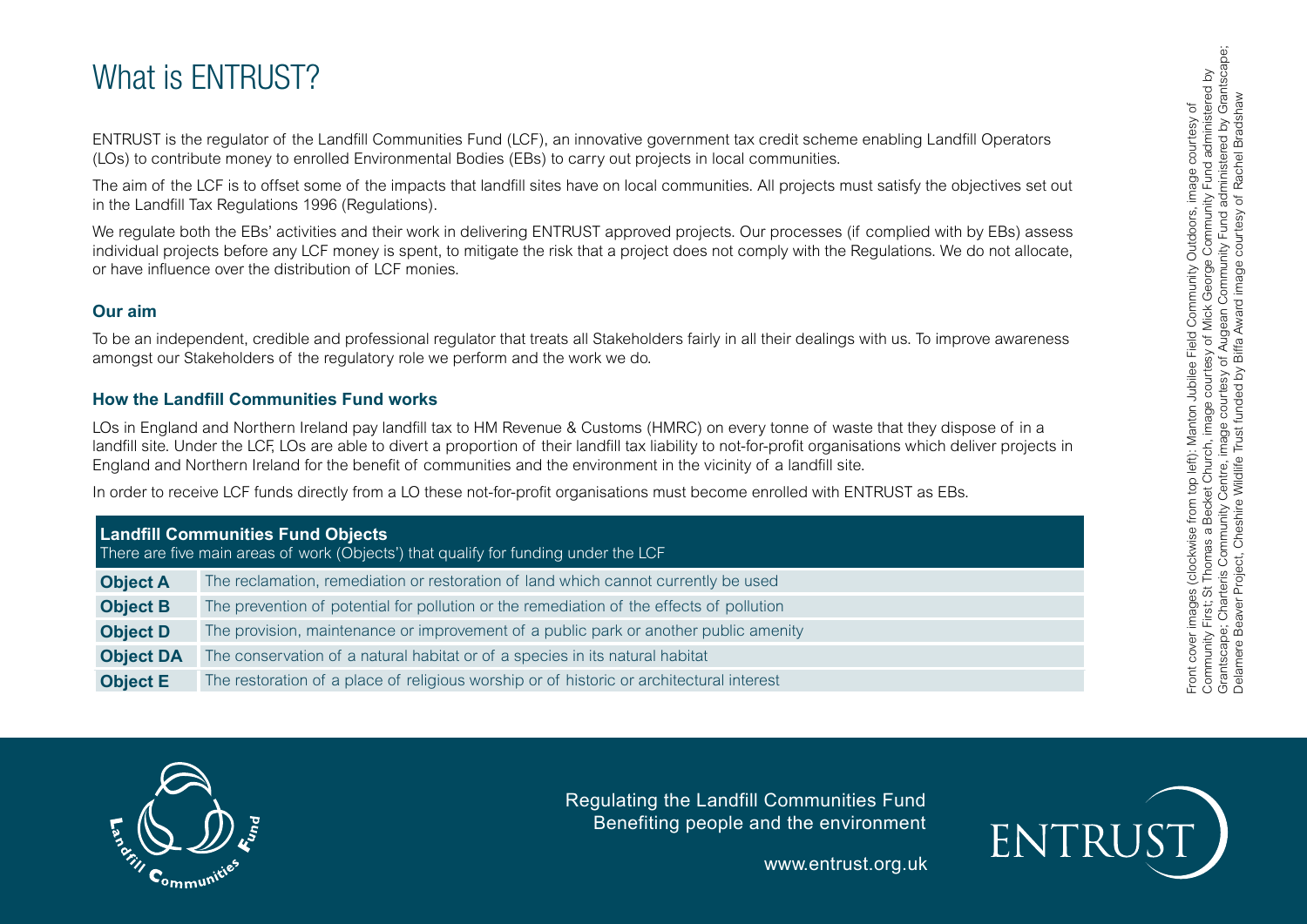# What is ENTRUST?

ENTRUST is the regulator of the Landfill Communities Fund (LCF), an innovative government tax credit scheme enabling Landfill Operators (LOs) to contribute money to enrolled Environmental Bodies (EBs) to carry out projects in local communities.

The aim of the LCF is to offset some of the impacts that landfill sites have on local communities. All projects must satisfy the objectives set out in the Landfill Tax Regulations 1996 (Regulations).

We regulate both the EBs' activities and their work in delivering ENTRUST approved projects. Our processes (if complied with by EBs) assess individual projects before any LCF money is spent, to mitigate the risk that a project does not comply with the Regulations. We do not allocate, or have influence over the distribution of LCF monies.

### Our aim

To be an independent, credible and professional regulator that treats all Stakeholders fairly in all their dealings with us. To improve awareness amongst our Stakeholders of the regulatory role we perform and the work we do.

### How the Landfill Communities Fund works

LOs in England and Northern Ireland pay landfill tax to HM Revenue & Customs (HMRC) on every tonne of waste that they dispose of in a landfill site. Under the LCF, LOs are able to divert a proportion of their landfill tax liability to not-for-profit organisations which deliver projects in England and Northern Ireland for the benefit of communities and the environment in the vicinity of a landfill site.

In order to receive LCF funds directly from a LO these not-for-profit organisations must become enrolled with ENTRUST as EBs.

| **Landfill Communities Fund Objects** There are five main areas of work (Objects') that qualify for funding under the LCF | |
|---|---|
| **Object A** | The reclamation, remediation or restoration of land which cannot currently be used |
| **Object B** | The prevention of potential for pollution or the remediation of the effects of pollution |
| **Object D** | The provision, maintenance or improvement of a public park or another public amenity |
| **Object DA** | The conservation of a natural habitat or of a species in its natural habitat |
| **Object E** | The restoration of a place of religious worship or of historic or architectural interest |

Front cover images (clockwise from top left): Manton Jubilee Field Community Outdoors, image courtesy of Community First; St Thomas a Becket Church, image courtesy of Mick George Community Fund administered by Grantscape; Charteris Community Centre, image courtesy of Augean Community Fund administered by Grantscape; Delamere Beaver Project, Cheshire Wildlife Trust funded by Biffa Award image courtesy of Rachel Bradshaw

Landfill Communities Fund

Regulating the Landfill Communities Fund
Benefiting people and the environment

www.entrust.org.uk

ENTRUST